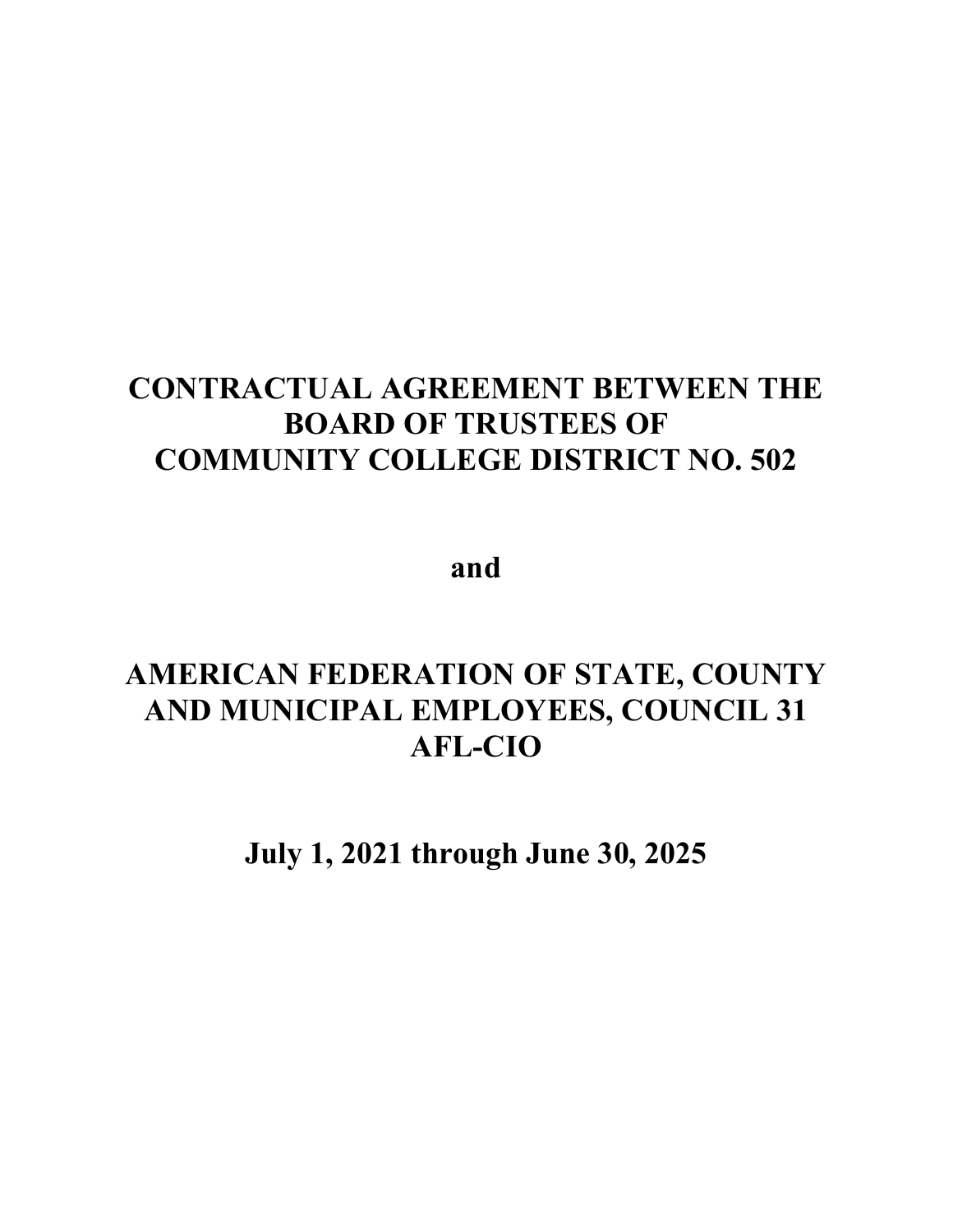# CONTRACTUAL AGREEMENT BETWEEN THE BOARD OF TRUSTEES OF COMMUNITY COLLEGE DISTRICT NO. 502

**and**

# AMERICAN FEDERATION OF STATE, COUNTY AND MUNICIPAL EMPLOYEES, COUNCIL 31 AFL-CIO

## July 1, 2021 through June 30, 2025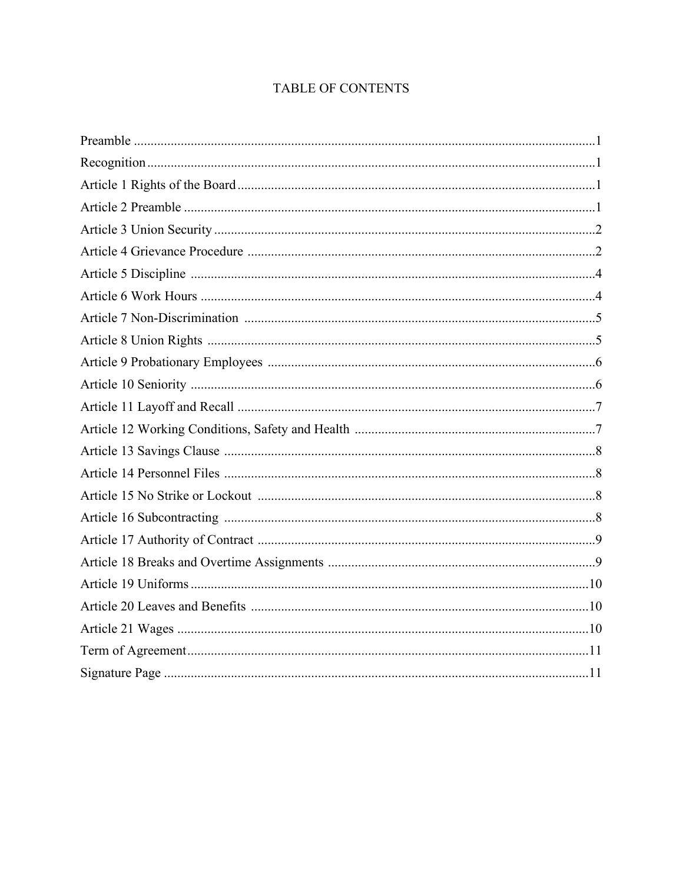# TABLE OF CONTENTS

| Section | Page |
|---|---|
| Preamble | 1 |
| Recognition | 1 |
| Article 1 Rights of the Board | 1 |
| Article 2 Preamble | 1 |
| Article 3 Union Security | 2 |
| Article 4 Grievance Procedure | 2 |
| Article 5 Discipline | 4 |
| Article 6 Work Hours | 4 |
| Article 7 Non-Discrimination | 5 |
| Article 8 Union Rights | 5 |
| Article 9 Probationary Employees | 6 |
| Article 10 Seniority | 6 |
| Article 11 Layoff and Recall | 7 |
| Article 12 Working Conditions, Safety and Health | 7 |
| Article 13 Savings Clause | 8 |
| Article 14 Personnel Files | 8 |
| Article 15 No Strike or Lockout | 8 |
| Article 16 Subcontracting | 8 |
| Article 17 Authority of Contract | 9 |
| Article 18 Breaks and Overtime Assignments | 9 |
| Article 19 Uniforms | 10 |
| Article 20 Leaves and Benefits | 10 |
| Article 21 Wages | 10 |
| Term of Agreement | 11 |
| Signature Page | 11 |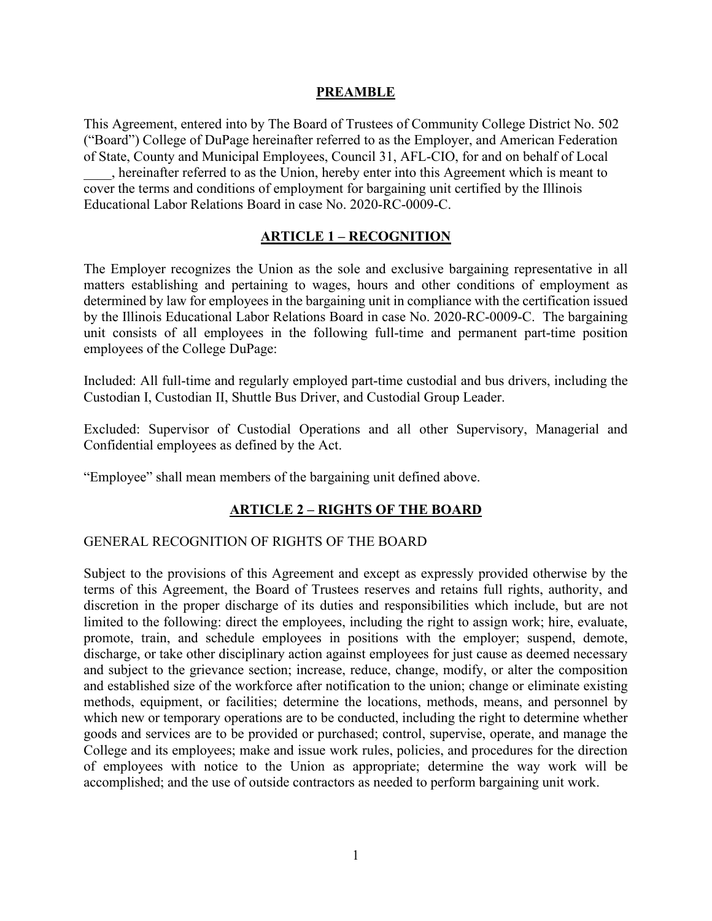## PREAMBLE

This Agreement, entered into by The Board of Trustees of Community College District No. 502 ("Board") College of DuPage hereinafter referred to as the Employer, and American Federation of State, County and Municipal Employees, Council 31, AFL-CIO, for and on behalf of Local ____, hereinafter referred to as the Union, hereby enter into this Agreement which is meant to cover the terms and conditions of employment for bargaining unit certified by the Illinois Educational Labor Relations Board in case No. 2020-RC-0009-C.

## ARTICLE 1 – RECOGNITION

The Employer recognizes the Union as the sole and exclusive bargaining representative in all matters establishing and pertaining to wages, hours and other conditions of employment as determined by law for employees in the bargaining unit in compliance with the certification issued by the Illinois Educational Labor Relations Board in case No. 2020-RC-0009-C. The bargaining unit consists of all employees in the following full-time and permanent part-time position employees of the College DuPage:

Included: All full-time and regularly employed part-time custodial and bus drivers, including the Custodian I, Custodian II, Shuttle Bus Driver, and Custodial Group Leader.

Excluded: Supervisor of Custodial Operations and all other Supervisory, Managerial and Confidential employees as defined by the Act.

"Employee" shall mean members of the bargaining unit defined above.

## ARTICLE 2 – RIGHTS OF THE BOARD

GENERAL RECOGNITION OF RIGHTS OF THE BOARD

Subject to the provisions of this Agreement and except as expressly provided otherwise by the terms of this Agreement, the Board of Trustees reserves and retains full rights, authority, and discretion in the proper discharge of its duties and responsibilities which include, but are not limited to the following: direct the employees, including the right to assign work; hire, evaluate, promote, train, and schedule employees in positions with the employer; suspend, demote, discharge, or take other disciplinary action against employees for just cause as deemed necessary and subject to the grievance section; increase, reduce, change, modify, or alter the composition and established size of the workforce after notification to the union; change or eliminate existing methods, equipment, or facilities; determine the locations, methods, means, and personnel by which new or temporary operations are to be conducted, including the right to determine whether goods and services are to be provided or purchased; control, supervise, operate, and manage the College and its employees; make and issue work rules, policies, and procedures for the direction of employees with notice to the Union as appropriate; determine the way work will be accomplished; and the use of outside contractors as needed to perform bargaining unit work.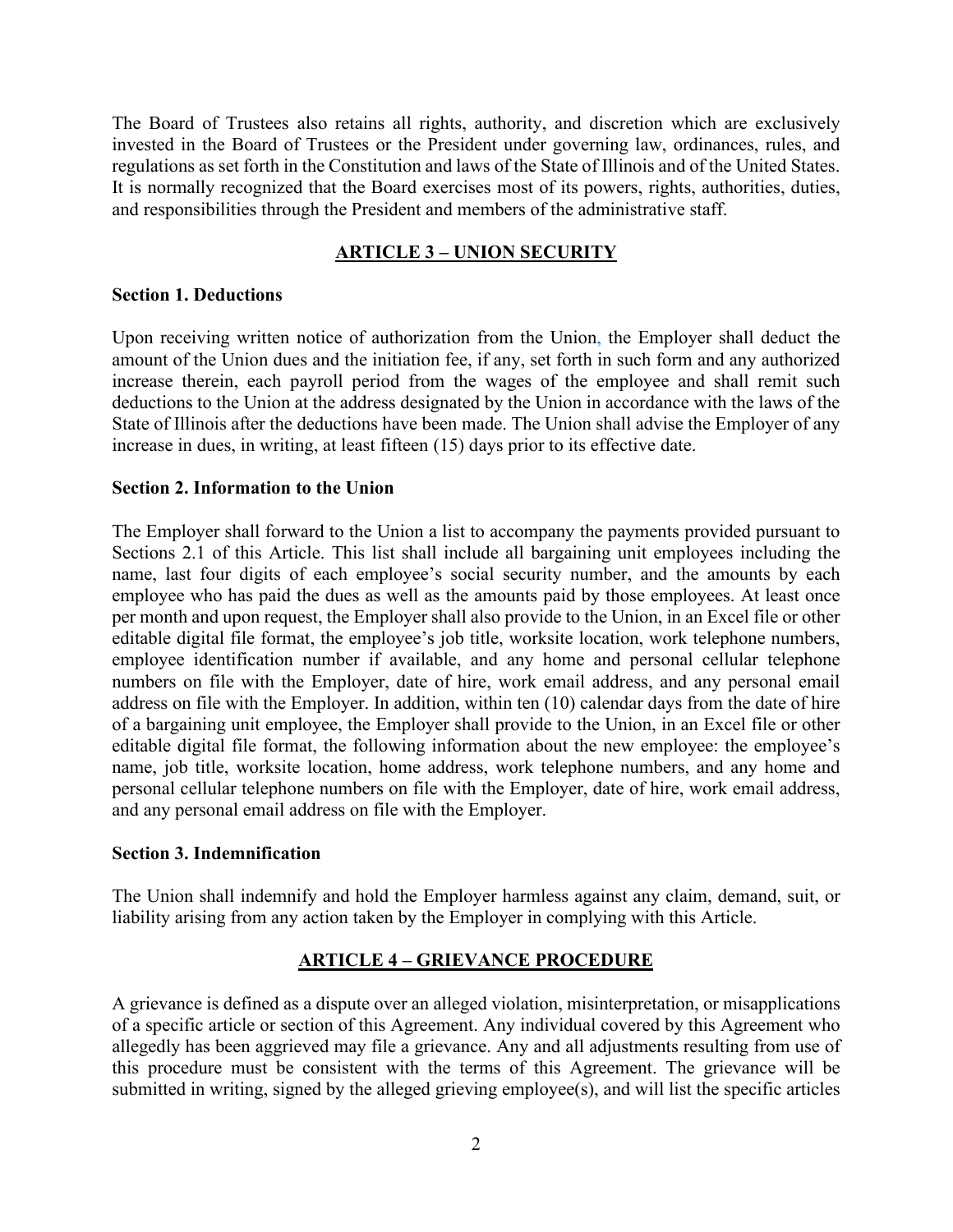The Board of Trustees also retains all rights, authority, and discretion which are exclusively invested in the Board of Trustees or the President under governing law, ordinances, rules, and regulations as set forth in the Constitution and laws of the State of Illinois and of the United States. It is normally recognized that the Board exercises most of its powers, rights, authorities, duties, and responsibilities through the President and members of the administrative staff.

## ARTICLE 3 – UNION SECURITY

### Section 1. Deductions

Upon receiving written notice of authorization from the Union, the Employer shall deduct the amount of the Union dues and the initiation fee, if any, set forth in such form and any authorized increase therein, each payroll period from the wages of the employee and shall remit such deductions to the Union at the address designated by the Union in accordance with the laws of the State of Illinois after the deductions have been made. The Union shall advise the Employer of any increase in dues, in writing, at least fifteen (15) days prior to its effective date.

### Section 2. Information to the Union

The Employer shall forward to the Union a list to accompany the payments provided pursuant to Sections 2.1 of this Article. This list shall include all bargaining unit employees including the name, last four digits of each employee's social security number, and the amounts by each employee who has paid the dues as well as the amounts paid by those employees. At least once per month and upon request, the Employer shall also provide to the Union, in an Excel file or other editable digital file format, the employee's job title, worksite location, work telephone numbers, employee identification number if available, and any home and personal cellular telephone numbers on file with the Employer, date of hire, work email address, and any personal email address on file with the Employer. In addition, within ten (10) calendar days from the date of hire of a bargaining unit employee, the Employer shall provide to the Union, in an Excel file or other editable digital file format, the following information about the new employee: the employee's name, job title, worksite location, home address, work telephone numbers, and any home and personal cellular telephone numbers on file with the Employer, date of hire, work email address, and any personal email address on file with the Employer.

### Section 3. Indemnification

The Union shall indemnify and hold the Employer harmless against any claim, demand, suit, or liability arising from any action taken by the Employer in complying with this Article.

## ARTICLE 4 – GRIEVANCE PROCEDURE

A grievance is defined as a dispute over an alleged violation, misinterpretation, or misapplications of a specific article or section of this Agreement. Any individual covered by this Agreement who allegedly has been aggrieved may file a grievance. Any and all adjustments resulting from use of this procedure must be consistent with the terms of this Agreement. The grievance will be submitted in writing, signed by the alleged grieving employee(s), and will list the specific articles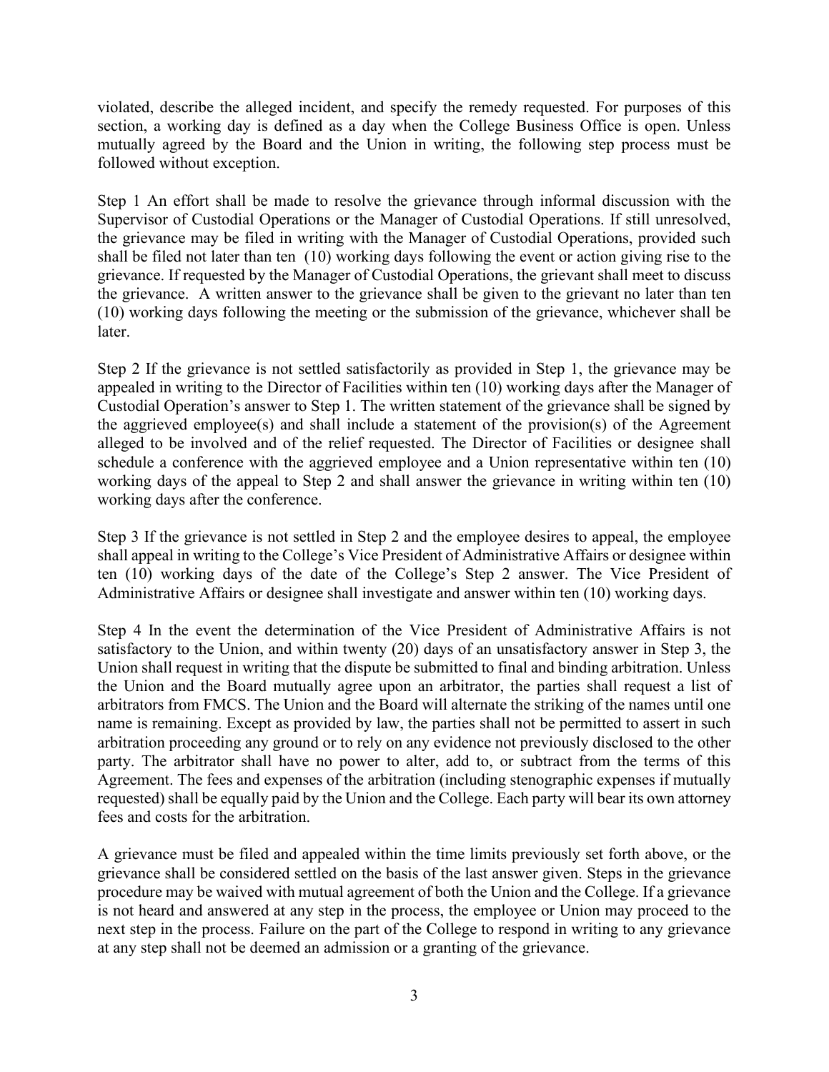violated, describe the alleged incident, and specify the remedy requested. For purposes of this section, a working day is defined as a day when the College Business Office is open. Unless mutually agreed by the Board and the Union in writing, the following step process must be followed without exception.

Step 1 An effort shall be made to resolve the grievance through informal discussion with the Supervisor of Custodial Operations or the Manager of Custodial Operations. If still unresolved, the grievance may be filed in writing with the Manager of Custodial Operations, provided such shall be filed not later than ten (10) working days following the event or action giving rise to the grievance. If requested by the Manager of Custodial Operations, the grievant shall meet to discuss the grievance. A written answer to the grievance shall be given to the grievant no later than ten (10) working days following the meeting or the submission of the grievance, whichever shall be later.

Step 2 If the grievance is not settled satisfactorily as provided in Step 1, the grievance may be appealed in writing to the Director of Facilities within ten (10) working days after the Manager of Custodial Operation's answer to Step 1. The written statement of the grievance shall be signed by the aggrieved employee(s) and shall include a statement of the provision(s) of the Agreement alleged to be involved and of the relief requested. The Director of Facilities or designee shall schedule a conference with the aggrieved employee and a Union representative within ten (10) working days of the appeal to Step 2 and shall answer the grievance in writing within ten (10) working days after the conference.

Step 3 If the grievance is not settled in Step 2 and the employee desires to appeal, the employee shall appeal in writing to the College's Vice President of Administrative Affairs or designee within ten (10) working days of the date of the College's Step 2 answer. The Vice President of Administrative Affairs or designee shall investigate and answer within ten (10) working days.

Step 4 In the event the determination of the Vice President of Administrative Affairs is not satisfactory to the Union, and within twenty (20) days of an unsatisfactory answer in Step 3, the Union shall request in writing that the dispute be submitted to final and binding arbitration. Unless the Union and the Board mutually agree upon an arbitrator, the parties shall request a list of arbitrators from FMCS. The Union and the Board will alternate the striking of the names until one name is remaining. Except as provided by law, the parties shall not be permitted to assert in such arbitration proceeding any ground or to rely on any evidence not previously disclosed to the other party. The arbitrator shall have no power to alter, add to, or subtract from the terms of this Agreement. The fees and expenses of the arbitration (including stenographic expenses if mutually requested) shall be equally paid by the Union and the College. Each party will bear its own attorney fees and costs for the arbitration.

A grievance must be filed and appealed within the time limits previously set forth above, or the grievance shall be considered settled on the basis of the last answer given. Steps in the grievance procedure may be waived with mutual agreement of both the Union and the College. If a grievance is not heard and answered at any step in the process, the employee or Union may proceed to the next step in the process. Failure on the part of the College to respond in writing to any grievance at any step shall not be deemed an admission or a granting of the grievance.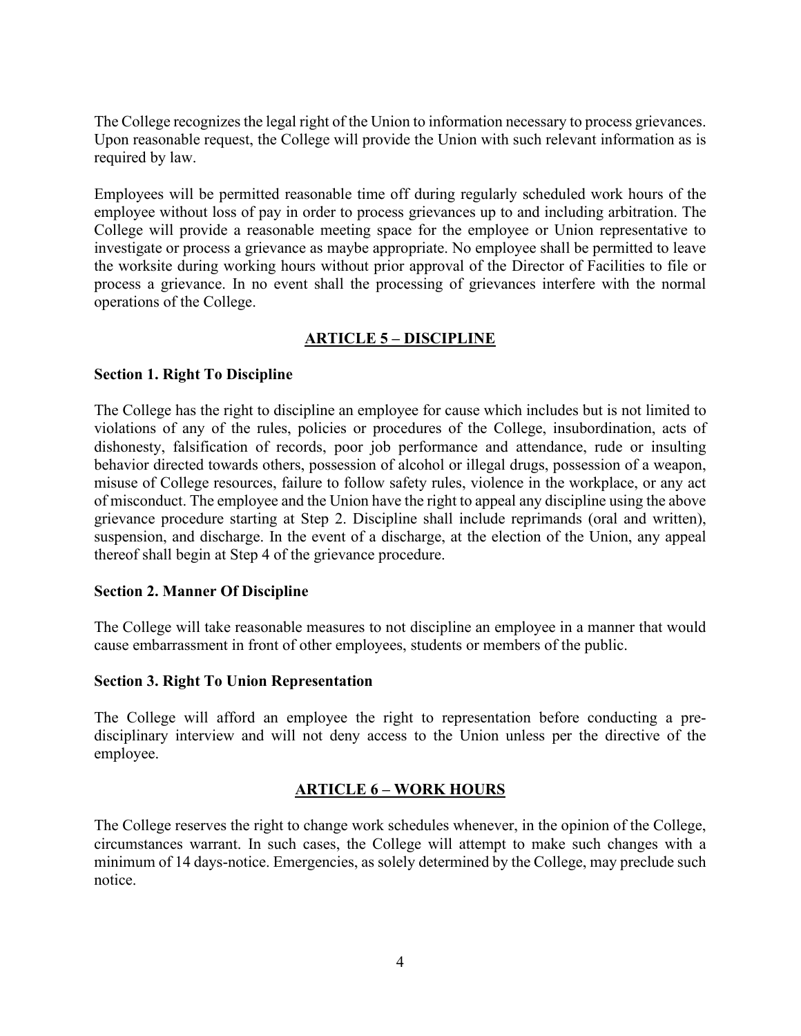The College recognizes the legal right of the Union to information necessary to process grievances. Upon reasonable request, the College will provide the Union with such relevant information as is required by law.

Employees will be permitted reasonable time off during regularly scheduled work hours of the employee without loss of pay in order to process grievances up to and including arbitration. The College will provide a reasonable meeting space for the employee or Union representative to investigate or process a grievance as maybe appropriate. No employee shall be permitted to leave the worksite during working hours without prior approval of the Director of Facilities to file or process a grievance. In no event shall the processing of grievances interfere with the normal operations of the College.

## ARTICLE 5 – DISCIPLINE

**Section 1. Right To Discipline**

The College has the right to discipline an employee for cause which includes but is not limited to violations of any of the rules, policies or procedures of the College, insubordination, acts of dishonesty, falsification of records, poor job performance and attendance, rude or insulting behavior directed towards others, possession of alcohol or illegal drugs, possession of a weapon, misuse of College resources, failure to follow safety rules, violence in the workplace, or any act of misconduct. The employee and the Union have the right to appeal any discipline using the above grievance procedure starting at Step 2. Discipline shall include reprimands (oral and written), suspension, and discharge. In the event of a discharge, at the election of the Union, any appeal thereof shall begin at Step 4 of the grievance procedure.

**Section 2. Manner Of Discipline**

The College will take reasonable measures to not discipline an employee in a manner that would cause embarrassment in front of other employees, students or members of the public.

**Section 3. Right To Union Representation**

The College will afford an employee the right to representation before conducting a pre-disciplinary interview and will not deny access to the Union unless per the directive of the employee.

## ARTICLE 6 – WORK HOURS

The College reserves the right to change work schedules whenever, in the opinion of the College, circumstances warrant. In such cases, the College will attempt to make such changes with a minimum of 14 days-notice. Emergencies, as solely determined by the College, may preclude such notice.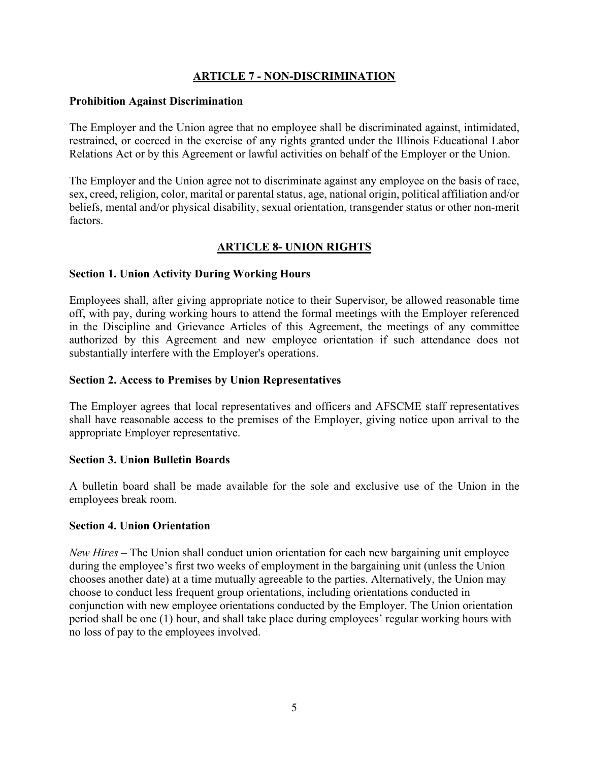## ARTICLE 7 - NON-DISCRIMINATION

**Prohibition Against Discrimination**

The Employer and the Union agree that no employee shall be discriminated against, intimidated, restrained, or coerced in the exercise of any rights granted under the Illinois Educational Labor Relations Act or by this Agreement or lawful activities on behalf of the Employer or the Union.

The Employer and the Union agree not to discriminate against any employee on the basis of race, sex, creed, religion, color, marital or parental status, age, national origin, political affiliation and/or beliefs, mental and/or physical disability, sexual orientation, transgender status or other non-merit factors.

## ARTICLE 8- UNION RIGHTS

**Section 1. Union Activity During Working Hours**

Employees shall, after giving appropriate notice to their Supervisor, be allowed reasonable time off, with pay, during working hours to attend the formal meetings with the Employer referenced in the Discipline and Grievance Articles of this Agreement, the meetings of any committee authorized by this Agreement and new employee orientation if such attendance does not substantially interfere with the Employer's operations.

**Section 2. Access to Premises by Union Representatives**

The Employer agrees that local representatives and officers and AFSCME staff representatives shall have reasonable access to the premises of the Employer, giving notice upon arrival to the appropriate Employer representative.

**Section 3. Union Bulletin Boards**

A bulletin board shall be made available for the sole and exclusive use of the Union in the employees break room.

**Section 4. Union Orientation**

*New Hires* – The Union shall conduct union orientation for each new bargaining unit employee during the employee's first two weeks of employment in the bargaining unit (unless the Union chooses another date) at a time mutually agreeable to the parties. Alternatively, the Union may choose to conduct less frequent group orientations, including orientations conducted in conjunction with new employee orientations conducted by the Employer. The Union orientation period shall be one (1) hour, and shall take place during employees' regular working hours with no loss of pay to the employees involved.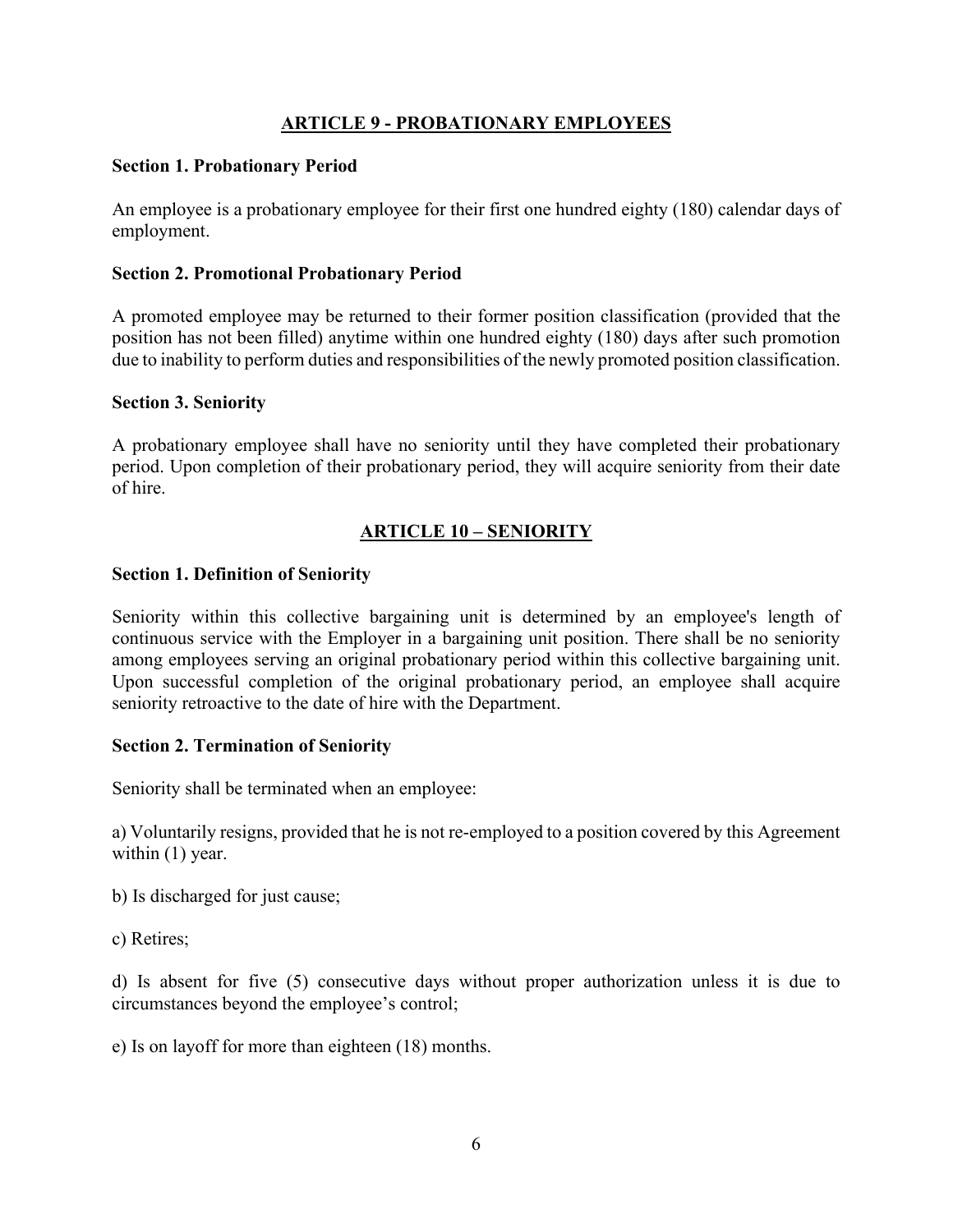## ARTICLE 9 - PROBATIONARY EMPLOYEES

**Section 1. Probationary Period**

An employee is a probationary employee for their first one hundred eighty (180) calendar days of employment.

**Section 2. Promotional Probationary Period**

A promoted employee may be returned to their former position classification (provided that the position has not been filled) anytime within one hundred eighty (180) days after such promotion due to inability to perform duties and responsibilities of the newly promoted position classification.

**Section 3. Seniority**

A probationary employee shall have no seniority until they have completed their probationary period. Upon completion of their probationary period, they will acquire seniority from their date of hire.

## ARTICLE 10 – SENIORITY

**Section 1. Definition of Seniority**

Seniority within this collective bargaining unit is determined by an employee's length of continuous service with the Employer in a bargaining unit position. There shall be no seniority among employees serving an original probationary period within this collective bargaining unit. Upon successful completion of the original probationary period, an employee shall acquire seniority retroactive to the date of hire with the Department.

**Section 2. Termination of Seniority**

Seniority shall be terminated when an employee:

a) Voluntarily resigns, provided that he is not re-employed to a position covered by this Agreement within (1) year.

b) Is discharged for just cause;

c) Retires;

d) Is absent for five (5) consecutive days without proper authorization unless it is due to circumstances beyond the employee's control;

e) Is on layoff for more than eighteen (18) months.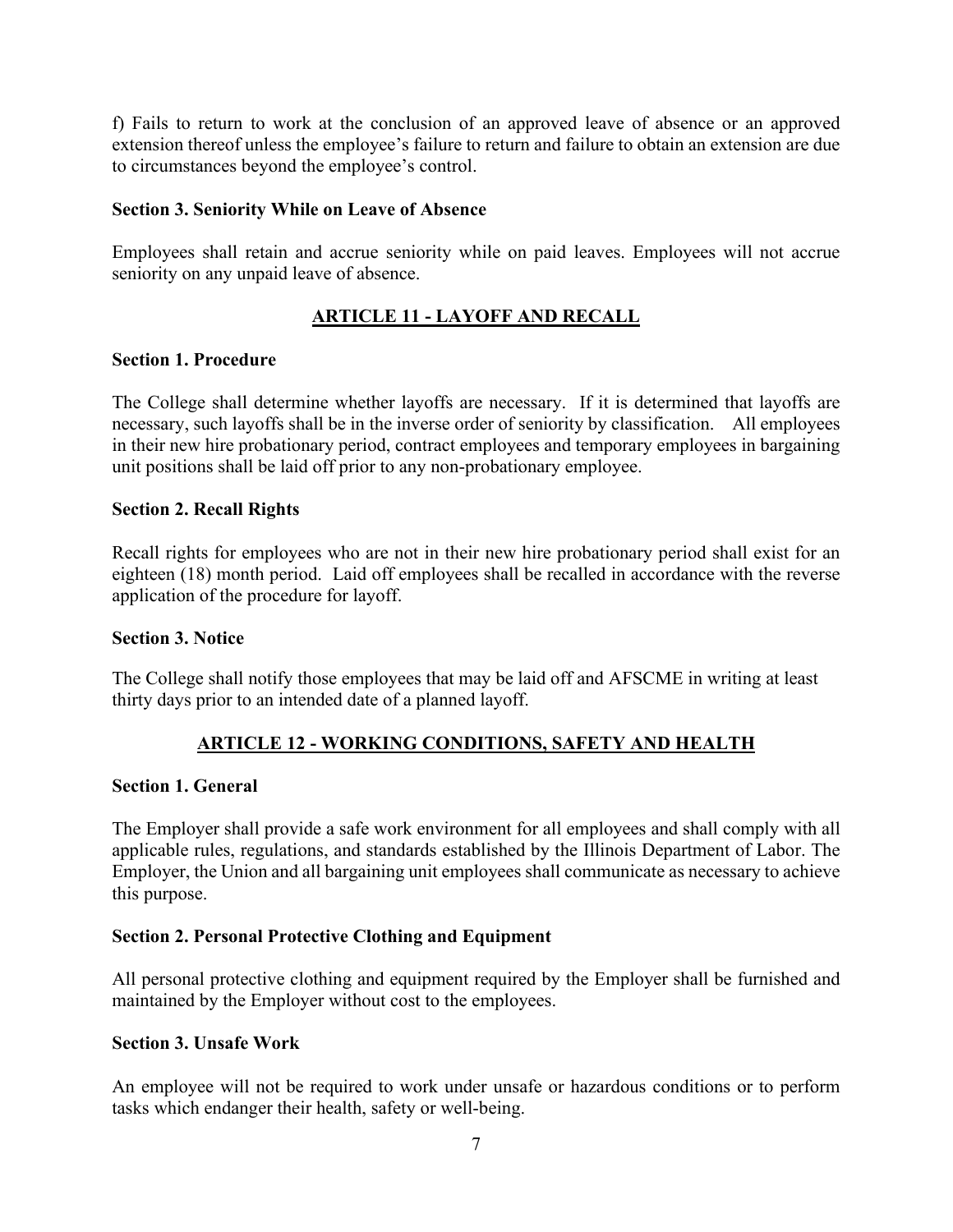f) Fails to return to work at the conclusion of an approved leave of absence or an approved extension thereof unless the employee's failure to return and failure to obtain an extension are due to circumstances beyond the employee's control.

**Section 3. Seniority While on Leave of Absence**

Employees shall retain and accrue seniority while on paid leaves. Employees will not accrue seniority on any unpaid leave of absence.

## ARTICLE 11 - LAYOFF AND RECALL

**Section 1. Procedure**

The College shall determine whether layoffs are necessary. If it is determined that layoffs are necessary, such layoffs shall be in the inverse order of seniority by classification. All employees in their new hire probationary period, contract employees and temporary employees in bargaining unit positions shall be laid off prior to any non-probationary employee.

**Section 2. Recall Rights**

Recall rights for employees who are not in their new hire probationary period shall exist for an eighteen (18) month period. Laid off employees shall be recalled in accordance with the reverse application of the procedure for layoff.

**Section 3. Notice**

The College shall notify those employees that may be laid off and AFSCME in writing at least thirty days prior to an intended date of a planned layoff.

## ARTICLE 12 - WORKING CONDITIONS, SAFETY AND HEALTH

**Section 1. General**

The Employer shall provide a safe work environment for all employees and shall comply with all applicable rules, regulations, and standards established by the Illinois Department of Labor. The Employer, the Union and all bargaining unit employees shall communicate as necessary to achieve this purpose.

**Section 2. Personal Protective Clothing and Equipment**

All personal protective clothing and equipment required by the Employer shall be furnished and maintained by the Employer without cost to the employees.

**Section 3. Unsafe Work**

An employee will not be required to work under unsafe or hazardous conditions or to perform tasks which endanger their health, safety or well-being.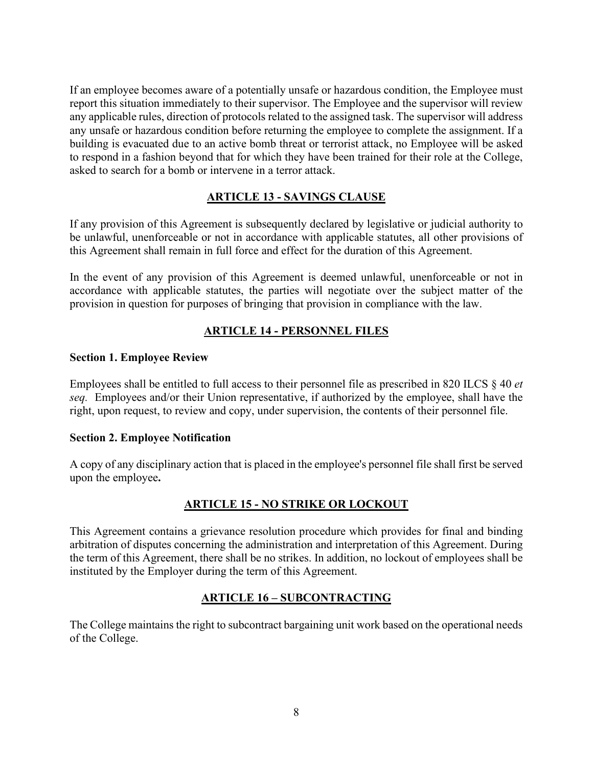If an employee becomes aware of a potentially unsafe or hazardous condition, the Employee must report this situation immediately to their supervisor. The Employee and the supervisor will review any applicable rules, direction of protocols related to the assigned task. The supervisor will address any unsafe or hazardous condition before returning the employee to complete the assignment. If a building is evacuated due to an active bomb threat or terrorist attack, no Employee will be asked to respond in a fashion beyond that for which they have been trained for their role at the College, asked to search for a bomb or intervene in a terror attack.

## ARTICLE 13 - SAVINGS CLAUSE

If any provision of this Agreement is subsequently declared by legislative or judicial authority to be unlawful, unenforceable or not in accordance with applicable statutes, all other provisions of this Agreement shall remain in full force and effect for the duration of this Agreement.

In the event of any provision of this Agreement is deemed unlawful, unenforceable or not in accordance with applicable statutes, the parties will negotiate over the subject matter of the provision in question for purposes of bringing that provision in compliance with the law.

## ARTICLE 14 - PERSONNEL FILES

### Section 1. Employee Review

Employees shall be entitled to full access to their personnel file as prescribed in 820 ILCS § 40 *et seq.* Employees and/or their Union representative, if authorized by the employee, shall have the right, upon request, to review and copy, under supervision, the contents of their personnel file.

### Section 2. Employee Notification

A copy of any disciplinary action that is placed in the employee's personnel file shall first be served upon the employee.

## ARTICLE 15 - NO STRIKE OR LOCKOUT

This Agreement contains a grievance resolution procedure which provides for final and binding arbitration of disputes concerning the administration and interpretation of this Agreement. During the term of this Agreement, there shall be no strikes. In addition, no lockout of employees shall be instituted by the Employer during the term of this Agreement.

## ARTICLE 16 – SUBCONTRACTING

The College maintains the right to subcontract bargaining unit work based on the operational needs of the College.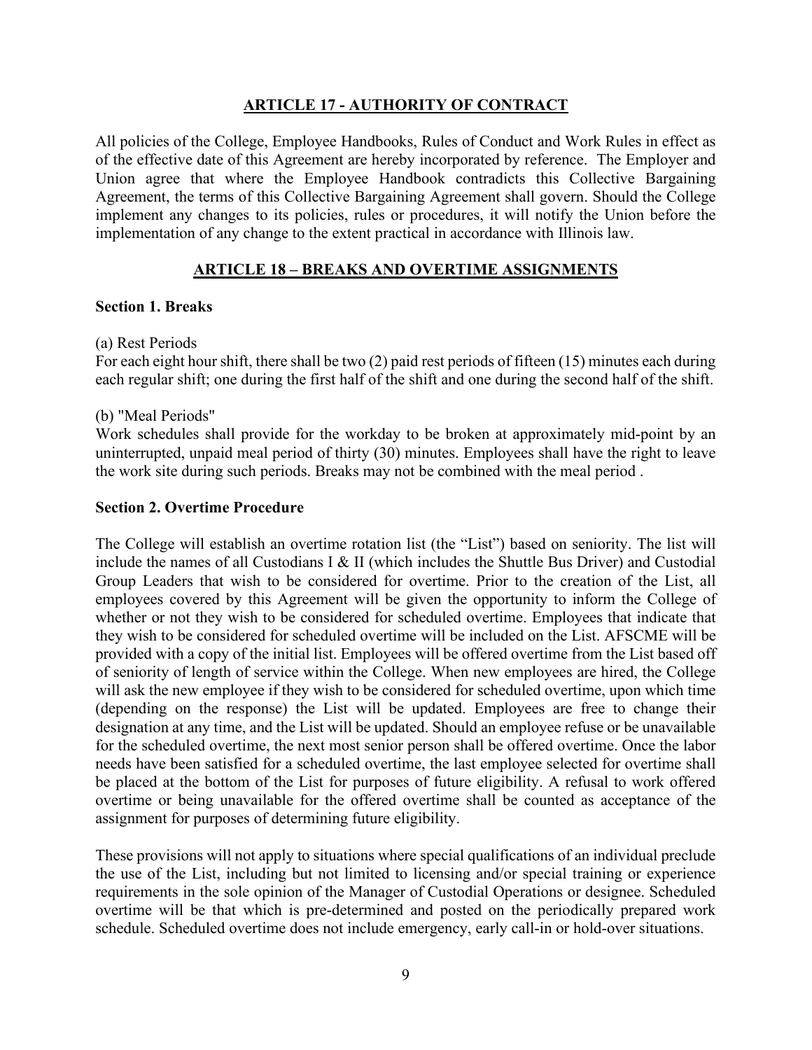## ARTICLE 17 - AUTHORITY OF CONTRACT

All policies of the College, Employee Handbooks, Rules of Conduct and Work Rules in effect as of the effective date of this Agreement are hereby incorporated by reference. The Employer and Union agree that where the Employee Handbook contradicts this Collective Bargaining Agreement, the terms of this Collective Bargaining Agreement shall govern. Should the College implement any changes to its policies, rules or procedures, it will notify the Union before the implementation of any change to the extent practical in accordance with Illinois law.

## ARTICLE 18 – BREAKS AND OVERTIME ASSIGNMENTS

### Section 1. Breaks

(a) Rest Periods

For each eight hour shift, there shall be two (2) paid rest periods of fifteen (15) minutes each during each regular shift; one during the first half of the shift and one during the second half of the shift.

(b) "Meal Periods"

Work schedules shall provide for the workday to be broken at approximately mid-point by an uninterrupted, unpaid meal period of thirty (30) minutes. Employees shall have the right to leave the work site during such periods. Breaks may not be combined with the meal period .

### Section 2. Overtime Procedure

The College will establish an overtime rotation list (the "List") based on seniority. The list will include the names of all Custodians I & II (which includes the Shuttle Bus Driver) and Custodial Group Leaders that wish to be considered for overtime. Prior to the creation of the List, all employees covered by this Agreement will be given the opportunity to inform the College of whether or not they wish to be considered for scheduled overtime. Employees that indicate that they wish to be considered for scheduled overtime will be included on the List. AFSCME will be provided with a copy of the initial list. Employees will be offered overtime from the List based off of seniority of length of service within the College. When new employees are hired, the College will ask the new employee if they wish to be considered for scheduled overtime, upon which time (depending on the response) the List will be updated. Employees are free to change their designation at any time, and the List will be updated. Should an employee refuse or be unavailable for the scheduled overtime, the next most senior person shall be offered overtime. Once the labor needs have been satisfied for a scheduled overtime, the last employee selected for overtime shall be placed at the bottom of the List for purposes of future eligibility. A refusal to work offered overtime or being unavailable for the offered overtime shall be counted as acceptance of the assignment for purposes of determining future eligibility.

These provisions will not apply to situations where special qualifications of an individual preclude the use of the List, including but not limited to licensing and/or special training or experience requirements in the sole opinion of the Manager of Custodial Operations or designee. Scheduled overtime will be that which is pre-determined and posted on the periodically prepared work schedule. Scheduled overtime does not include emergency, early call-in or hold-over situations.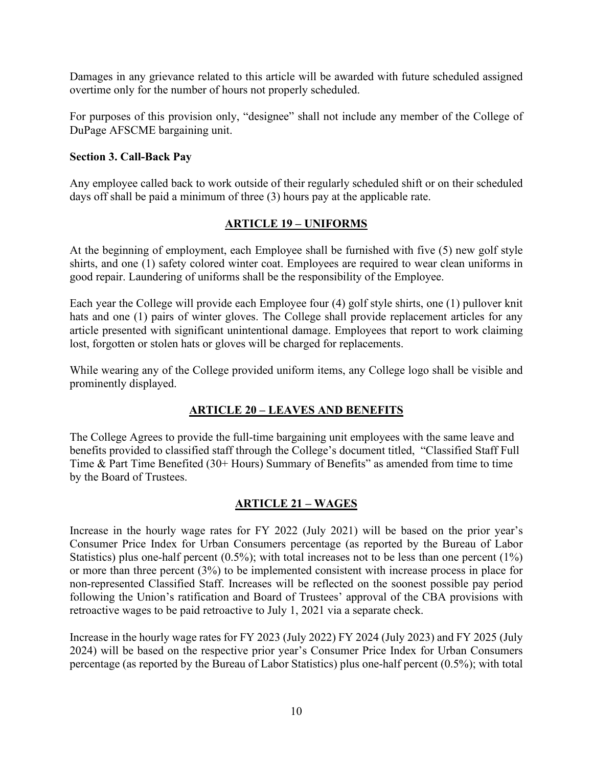Damages in any grievance related to this article will be awarded with future scheduled assigned overtime only for the number of hours not properly scheduled.

For purposes of this provision only, "designee" shall not include any member of the College of DuPage AFSCME bargaining unit.

**Section 3. Call-Back Pay**

Any employee called back to work outside of their regularly scheduled shift or on their scheduled days off shall be paid a minimum of three (3) hours pay at the applicable rate.

## ARTICLE 19 – UNIFORMS

At the beginning of employment, each Employee shall be furnished with five (5) new golf style shirts, and one (1) safety colored winter coat. Employees are required to wear clean uniforms in good repair. Laundering of uniforms shall be the responsibility of the Employee.

Each year the College will provide each Employee four (4) golf style shirts, one (1) pullover knit hats and one (1) pairs of winter gloves. The College shall provide replacement articles for any article presented with significant unintentional damage. Employees that report to work claiming lost, forgotten or stolen hats or gloves will be charged for replacements.

While wearing any of the College provided uniform items, any College logo shall be visible and prominently displayed.

## ARTICLE 20 – LEAVES AND BENEFITS

The College Agrees to provide the full-time bargaining unit employees with the same leave and benefits provided to classified staff through the College's document titled, "Classified Staff Full Time & Part Time Benefited (30+ Hours) Summary of Benefits" as amended from time to time by the Board of Trustees.

## ARTICLE 21 – WAGES

Increase in the hourly wage rates for FY 2022 (July 2021) will be based on the prior year's Consumer Price Index for Urban Consumers percentage (as reported by the Bureau of Labor Statistics) plus one-half percent (0.5%); with total increases not to be less than one percent (1%) or more than three percent (3%) to be implemented consistent with increase process in place for non-represented Classified Staff. Increases will be reflected on the soonest possible pay period following the Union's ratification and Board of Trustees' approval of the CBA provisions with retroactive wages to be paid retroactive to July 1, 2021 via a separate check.

Increase in the hourly wage rates for FY 2023 (July 2022) FY 2024 (July 2023) and FY 2025 (July 2024) will be based on the respective prior year's Consumer Price Index for Urban Consumers percentage (as reported by the Bureau of Labor Statistics) plus one-half percent (0.5%); with total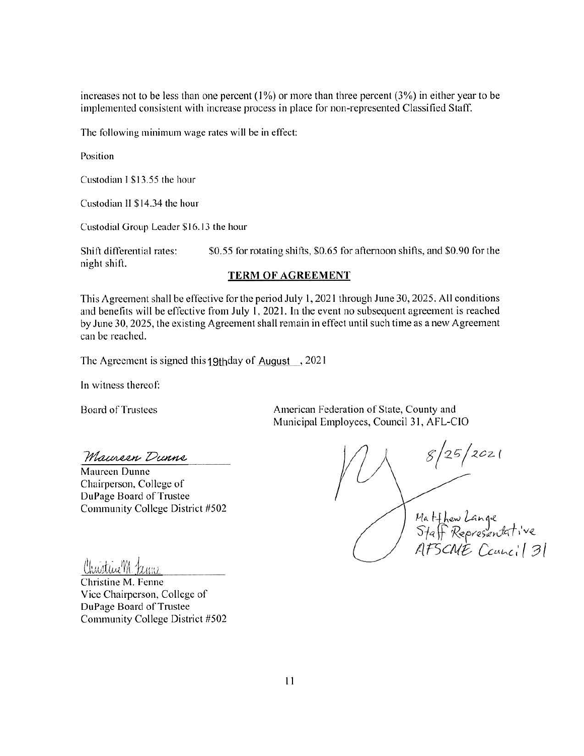increases not to be less than one percent (1%) or more than three percent (3%) in either year to be implemented consistent with increase process in place for non-represented Classified Staff.

The following minimum wage rates will be in effect:

Position

Custodian I $13.55 the hour

Custodian II $14.34 the hour

Custodial Group Leader $16.13 the hour

Shift differential rates: $0.55 for rotating shifts, $0.65 for afternoon shifts, and $0.90 for the night shift.

## TERM OF AGREEMENT

This Agreement shall be effective for the period July 1, 2021 through June 30, 2025. All conditions and benefits will be effective from July 1, 2021. In the event no subsequent agreement is reached by June 30, 2025, the existing Agreement shall remain in effect until such time as a new Agreement can be reached.

The Agreement is signed this 19th day of August, 2021

In witness thereof:

Board of Trustees

*Maureen Dunne*

Maureen Dunne
Chairperson, College of DuPage Board of Trustee
Community College District #502

*Christine M. Fenne*

Christine M. Fenne
Vice Chairperson, College of DuPage Board of Trustee
Community College District #502

American Federation of State, County and Municipal Employees, Council 31, AFL-CIO

8/25/2021

Matthew Lange
Staff Representative
AFSCME Council 31